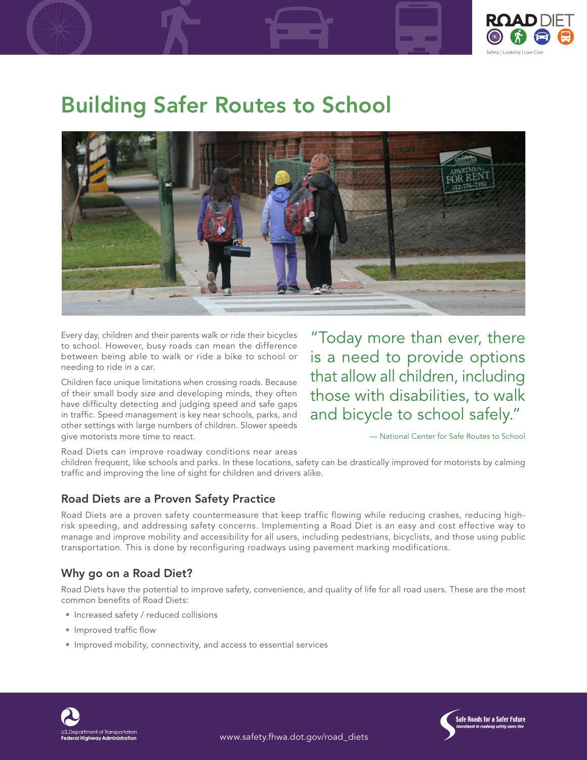# Building Safer Routes to School

Every day, children and their parents walk or ride their bicycles to school. However, busy roads can mean the difference between being able to walk or ride a bike to school or needing to ride in a car.

Children face unique limitations when crossing roads. Because of their small body size and developing minds, they often have difficulty detecting and judging speed and safe gaps in traffic. Speed management is key near schools, parks, and other settings with large numbers of children. Slower speeds give motorists more time to react.

> "Today more than ever, there is a need to provide options that allow all children, including those with disabilities, to walk and bicycle to school safely."
>
> — National Center for Safe Routes to School

Road Diets can improve roadway conditions near areas children frequent, like schools and parks. In these locations, safety can be drastically improved for motorists by calming traffic and improving the line of sight for children and drivers alike.

## Road Diets are a Proven Safety Practice

Road Diets are a proven safety countermeasure that keep traffic flowing while reducing crashes, reducing high-risk speeding, and addressing safety concerns. Implementing a Road Diet is an easy and cost effective way to manage and improve mobility and accessibility for all users, including pedestrians, bicyclists, and those using public transportation. This is done by reconfiguring roadways using pavement marking modifications.

## Why go on a Road Diet?

Road Diets have the potential to improve safety, convenience, and quality of life for all road users. These are the most common benefits of Road Diets:

- Increased safety / reduced collisions
- Improved traffic flow
- Improved mobility, connectivity, and access to essential services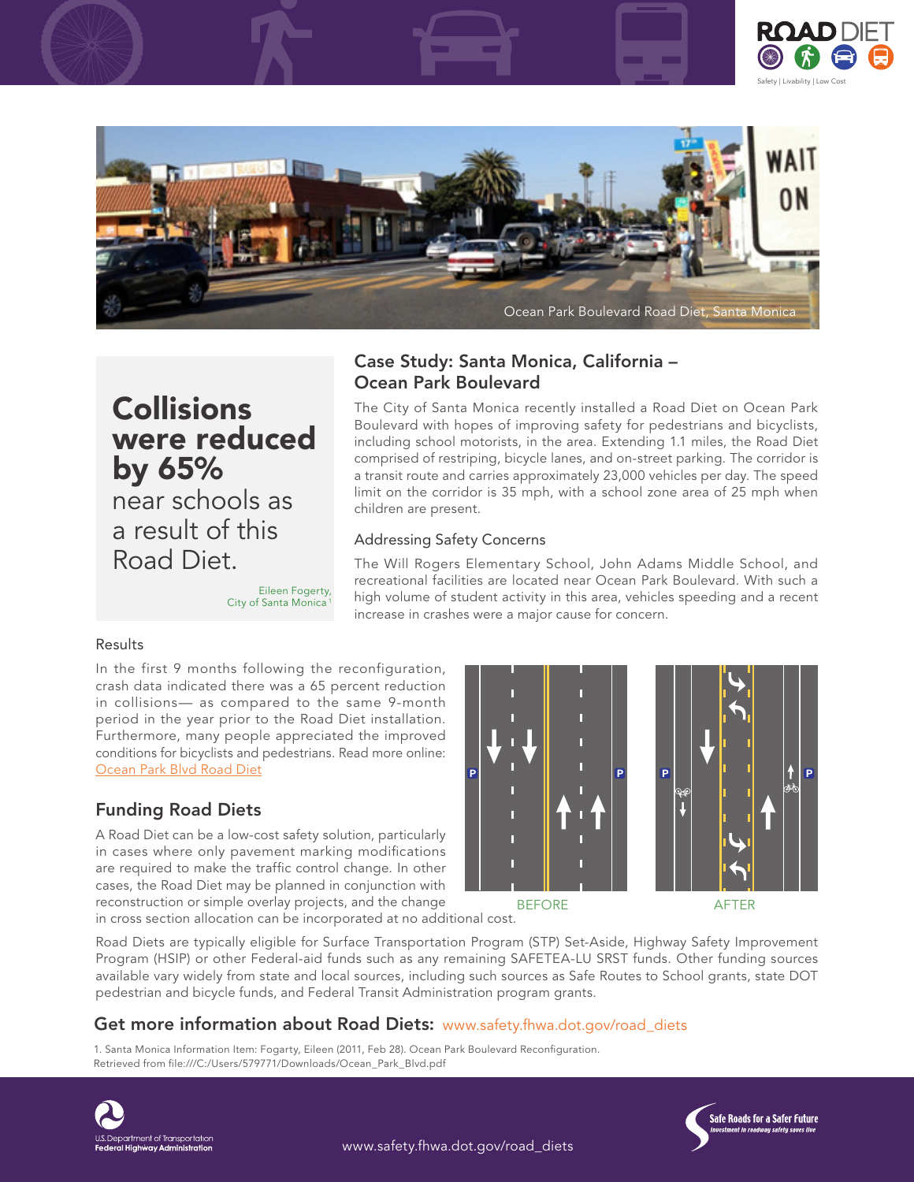Ocean Park Boulevard Road Diet, Santa Monica

**Collisions were reduced by 65%** near schools as a result of this Road Diet.

Eileen Fogerty, City of Santa Monica [1]

## Case Study: Santa Monica, California – Ocean Park Boulevard

The City of Santa Monica recently installed a Road Diet on Ocean Park Boulevard with hopes of improving safety for pedestrians and bicyclists, including school motorists, in the area. Extending 1.1 miles, the Road Diet comprised of restriping, bicycle lanes, and on-street parking. The corridor is a transit route and carries approximately 23,000 vehicles per day. The speed limit on the corridor is 35 mph, with a school zone area of 25 mph when children are present.

### Addressing Safety Concerns

The Will Rogers Elementary School, John Adams Middle School, and recreational facilities are located near Ocean Park Boulevard. With such a high volume of student activity in this area, vehicles speeding and a recent increase in crashes were a major cause for concern.

### Results

In the first 9 months following the reconfiguration, crash data indicated there was a 65 percent reduction in collisions— as compared to the same 9-month period in the year prior to the Road Diet installation. Furthermore, many people appreciated the improved conditions for bicyclists and pedestrians. Read more online: Ocean Park Blvd Road Diet

BEFORE

AFTER

## Funding Road Diets

A Road Diet can be a low-cost safety solution, particularly in cases where only pavement marking modifications are required to make the traffic control change. In other cases, the Road Diet may be planned in conjunction with reconstruction or simple overlay projects, and the change in cross section allocation can be incorporated at no additional cost.

Road Diets are typically eligible for Surface Transportation Program (STP) Set-Aside, Highway Safety Improvement Program (HSIP) or other Federal-aid funds such as any remaining SAFETEA-LU SRST funds. Other funding sources available vary widely from state and local sources, including such sources as Safe Routes to School grants, state DOT pedestrian and bicycle funds, and Federal Transit Administration program grants.

## Get more information about Road Diets: www.safety.fhwa.dot.gov/road_diets

1. Santa Monica Information Item: Fogarty, Eileen (2011, Feb 28). Ocean Park Boulevard Reconfiguration. Retrieved from file:///C:/Users/579771/Downloads/Ocean_Park_Blvd.pdf